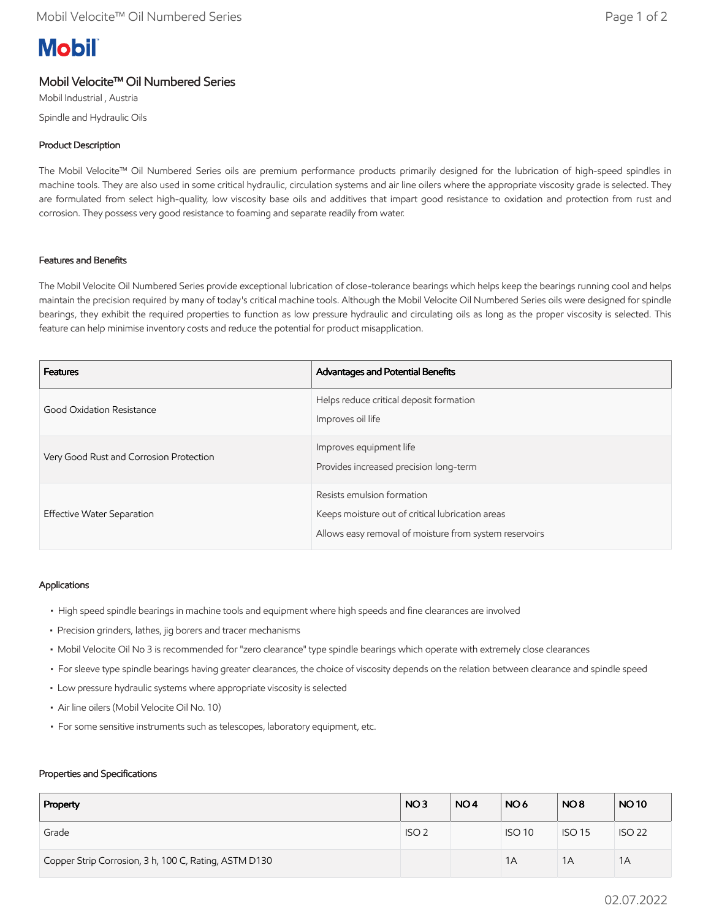**Mobil**

# Mobil Velocite™ Oil Numbered Series

Mobil Industrial , Austria

Spindle and Hydraulic Oils

## Product Description

The Mobil Velocite™ Oil Numbered Series oils are premium performance products primarily designed for the lubrication of high-speed spindles in machine tools. They are also used in some critical hydraulic, circulation systems and air line oilers where the appropriate viscosity grade is selected. They are formulated from select high-quality, low viscosity base oils and additives that impart good resistance to oxidation and protection from rust and corrosion. They possess very good resistance to foaming and separate readily from water.

## Features and Benefits

The Mobil Velocite Oil Numbered Series provide exceptional lubrication of close-tolerance bearings which helps keep the bearings running cool and helps maintain the precision required by many of today's critical machine tools. Although the Mobil Velocite Oil Numbered Series oils were designed for spindle bearings, they exhibit the required properties to function as low pressure hydraulic and circulating oils as long as the proper viscosity is selected. This feature can help minimise inventory costs and reduce the potential for product misapplication.

| Features | Advantages and Potential Benefits |
| --- | --- |
| Good Oxidation Resistance | Helps reduce critical deposit formation<br>Improves oil life |
| Very Good Rust and Corrosion Protection | Improves equipment life<br>Provides increased precision long-term |
| Effective Water Separation | Resists emulsion formation<br>Keeps moisture out of critical lubrication areas<br>Allows easy removal of moisture from system reservoirs |

## Applications

- High speed spindle bearings in machine tools and equipment where high speeds and fine clearances are involved
- Precision grinders, lathes, jig borers and tracer mechanisms
- Mobil Velocite Oil No 3 is recommended for "zero clearance" type spindle bearings which operate with extremely close clearances
- For sleeve type spindle bearings having greater clearances, the choice of viscosity depends on the relation between clearance and spindle speed
- Low pressure hydraulic systems where appropriate viscosity is selected
- Air line oilers (Mobil Velocite Oil No. 10)
- For some sensitive instruments such as telescopes, laboratory equipment, etc.

## Properties and Specifications

| Property | NO 3 | NO 4 | NO 6 | NO 8 | NO 10 |
| --- | --- | --- | --- | --- | --- |
| Grade | ISO 2 | | ISO 10 | ISO 15 | ISO 22 |
| Copper Strip Corrosion, 3 h, 100 C, Rating, ASTM D130 | | | 1A | 1A | 1A |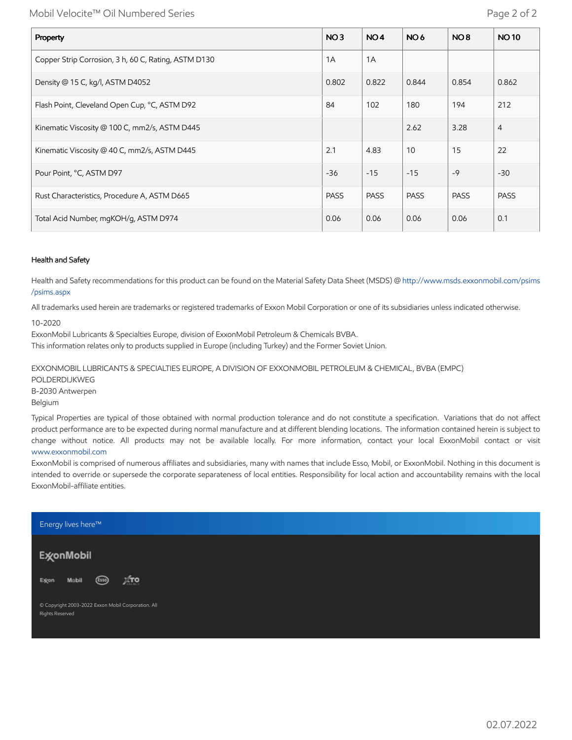| Property | NO 3 | NO 4 | NO 6 | NO 8 | NO 10 |
|---|---|---|---|---|---|
| Copper Strip Corrosion, 3 h, 60 C, Rating, ASTM D130 | 1A | 1A | | | |
| Density @ 15 C, kg/l, ASTM D4052 | 0.802 | 0.822 | 0.844 | 0.854 | 0.862 |
| Flash Point, Cleveland Open Cup, °C, ASTM D92 | 84 | 102 | 180 | 194 | 212 |
| Kinematic Viscosity @ 100 C, mm2/s, ASTM D445 | | | 2.62 | 3.28 | 4 |
| Kinematic Viscosity @ 40 C, mm2/s, ASTM D445 | 2.1 | 4.83 | 10 | 15 | 22 |
| Pour Point, °C, ASTM D97 | -36 | -15 | -15 | -9 | -30 |
| Rust Characteristics, Procedure A, ASTM D665 | PASS | PASS | PASS | PASS | PASS |
| Total Acid Number, mgKOH/g, ASTM D974 | 0.06 | 0.06 | 0.06 | 0.06 | 0.1 |

### Health and Safety

Health and Safety recommendations for this product can be found on the Material Safety Data Sheet (MSDS) @ http://www.msds.exxonmobil.com/psims/psims.aspx

All trademarks used herein are trademarks or registered trademarks of Exxon Mobil Corporation or one of its subsidiaries unless indicated otherwise.

10-2020
ExxonMobil Lubricants & Specialties Europe, division of ExxonMobil Petroleum & Chemicals BVBA.
This information relates only to products supplied in Europe (including Turkey) and the Former Soviet Union.

EXXONMOBIL LUBRICANTS & SPECIALTIES EUROPE, A DIVISION OF EXXONMOBIL PETROLEUM & CHEMICAL, BVBA (EMPC)
POLDERDIJKWEG
B-2030 Antwerpen
Belgium

Typical Properties are typical of those obtained with normal production tolerance and do not constitute a specification. Variations that do not affect product performance are to be expected during normal manufacture and at different blending locations. The information contained herein is subject to change without notice. All products may not be available locally. For more information, contact your local ExxonMobil contact or visit www.exxonmobil.com

ExxonMobil is comprised of numerous affiliates and subsidiaries, many with names that include Esso, Mobil, or ExxonMobil. Nothing in this document is intended to override or supersede the corporate separateness of local entities. Responsibility for local action and accountability remains with the local ExxonMobil-affiliate entities.

Energy lives here™

ExxonMobil

Exxon Mobil Esso XTO

© Copyright 2003-2022 Exxon Mobil Corporation. All Rights Reserved

02.07.2022